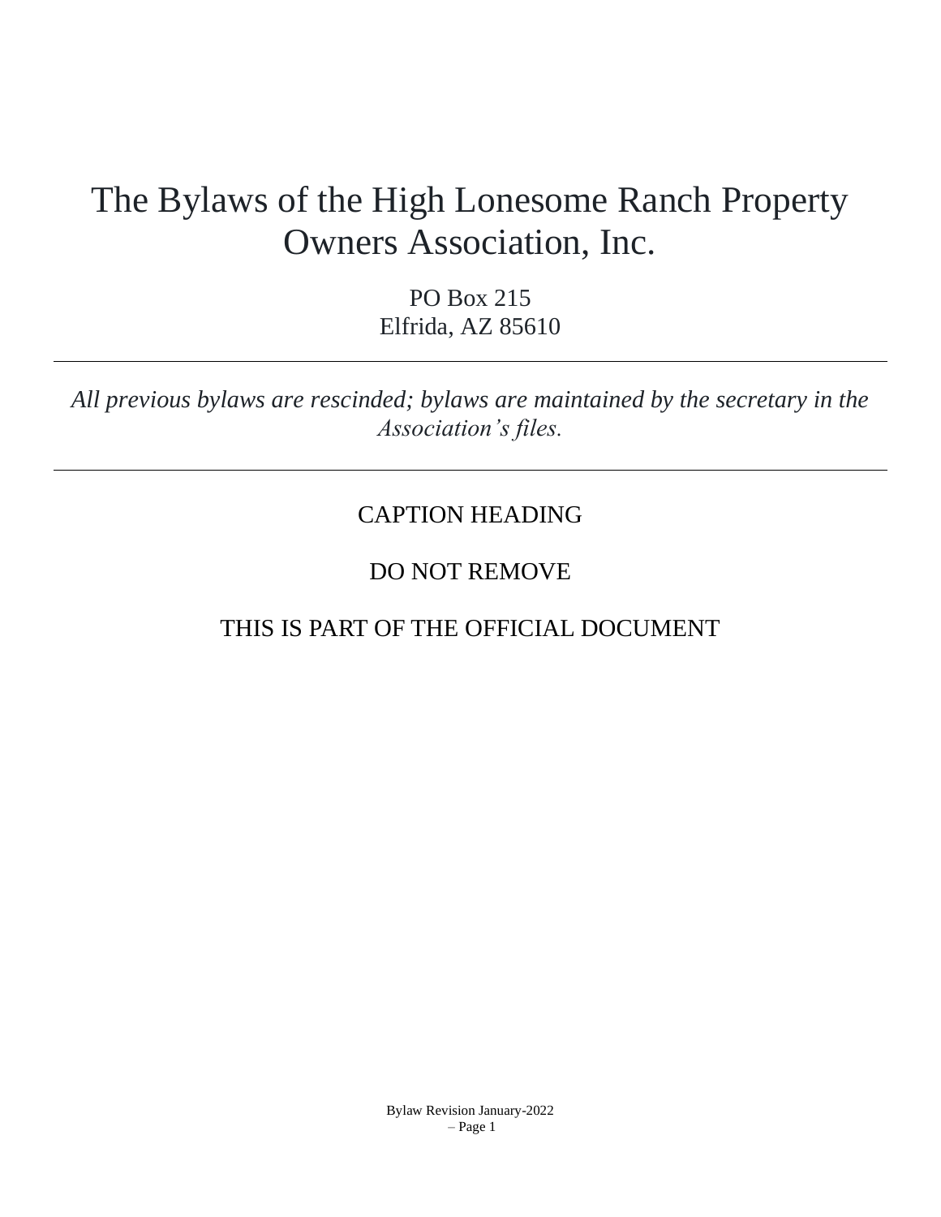# The Bylaws of the High Lonesome Ranch Property Owners Association, Inc.

PO Box 215
Elfrida, AZ 85610

---

*All previous bylaws are rescinded; bylaws are maintained by the secretary in the Association's files.*

---

CAPTION HEADING

DO NOT REMOVE

THIS IS PART OF THE OFFICIAL DOCUMENT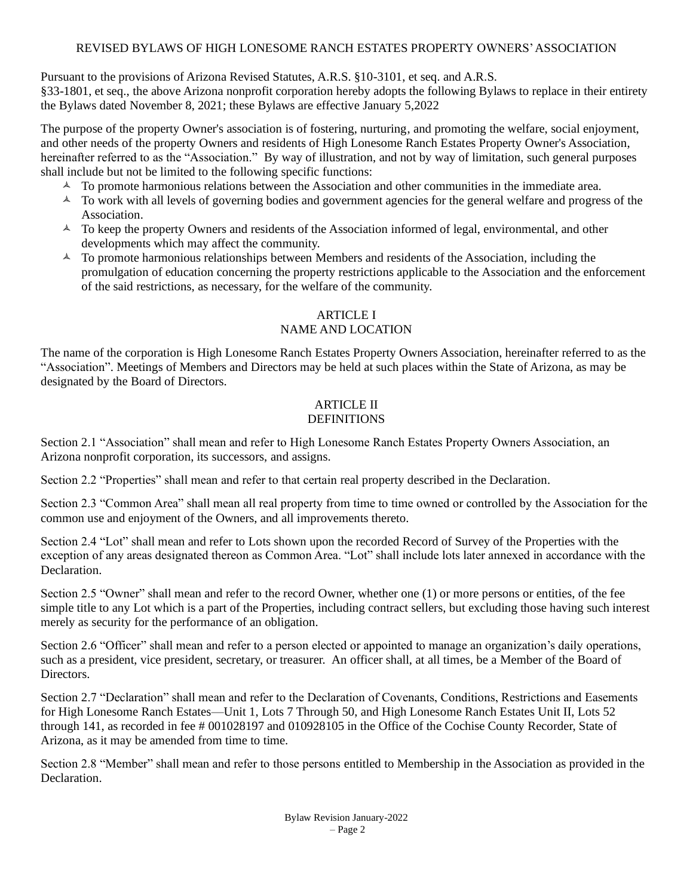# REVISED BYLAWS OF HIGH LONESOME RANCH ESTATES PROPERTY OWNERS' ASSOCIATION

Pursuant to the provisions of Arizona Revised Statutes, A.R.S. §10-3101, et seq. and A.R.S. §33-1801, et seq., the above Arizona nonprofit corporation hereby adopts the following Bylaws to replace in their entirety the Bylaws dated November 8, 2021; these Bylaws are effective January 5,2022

The purpose of the property Owner's association is of fostering, nurturing, and promoting the welfare, social enjoyment, and other needs of the property Owners and residents of High Lonesome Ranch Estates Property Owner's Association, hereinafter referred to as the "Association." By way of illustration, and not by way of limitation, such general purposes shall include but not be limited to the following specific functions:

- To promote harmonious relations between the Association and other communities in the immediate area.
- To work with all levels of governing bodies and government agencies for the general welfare and progress of the Association.
- To keep the property Owners and residents of the Association informed of legal, environmental, and other developments which may affect the community.
- To promote harmonious relationships between Members and residents of the Association, including the promulgation of education concerning the property restrictions applicable to the Association and the enforcement of the said restrictions, as necessary, for the welfare of the community.

## ARTICLE I
## NAME AND LOCATION

The name of the corporation is High Lonesome Ranch Estates Property Owners Association, hereinafter referred to as the "Association". Meetings of Members and Directors may be held at such places within the State of Arizona, as may be designated by the Board of Directors.

## ARTICLE II
## DEFINITIONS

Section 2.1 "Association" shall mean and refer to High Lonesome Ranch Estates Property Owners Association, an Arizona nonprofit corporation, its successors, and assigns.

Section 2.2 "Properties" shall mean and refer to that certain real property described in the Declaration.

Section 2.3 "Common Area" shall mean all real property from time to time owned or controlled by the Association for the common use and enjoyment of the Owners, and all improvements thereto.

Section 2.4 "Lot" shall mean and refer to Lots shown upon the recorded Record of Survey of the Properties with the exception of any areas designated thereon as Common Area. "Lot" shall include lots later annexed in accordance with the Declaration.

Section 2.5 "Owner" shall mean and refer to the record Owner, whether one (1) or more persons or entities, of the fee simple title to any Lot which is a part of the Properties, including contract sellers, but excluding those having such interest merely as security for the performance of an obligation.

Section 2.6 "Officer" shall mean and refer to a person elected or appointed to manage an organization's daily operations, such as a president, vice president, secretary, or treasurer. An officer shall, at all times, be a Member of the Board of Directors.

Section 2.7 "Declaration" shall mean and refer to the Declaration of Covenants, Conditions, Restrictions and Easements for High Lonesome Ranch Estates—Unit 1, Lots 7 Through 50, and High Lonesome Ranch Estates Unit II, Lots 52 through 141, as recorded in fee # 001028197 and 010928105 in the Office of the Cochise County Recorder, State of Arizona, as it may be amended from time to time.

Section 2.8 "Member" shall mean and refer to those persons entitled to Membership in the Association as provided in the Declaration.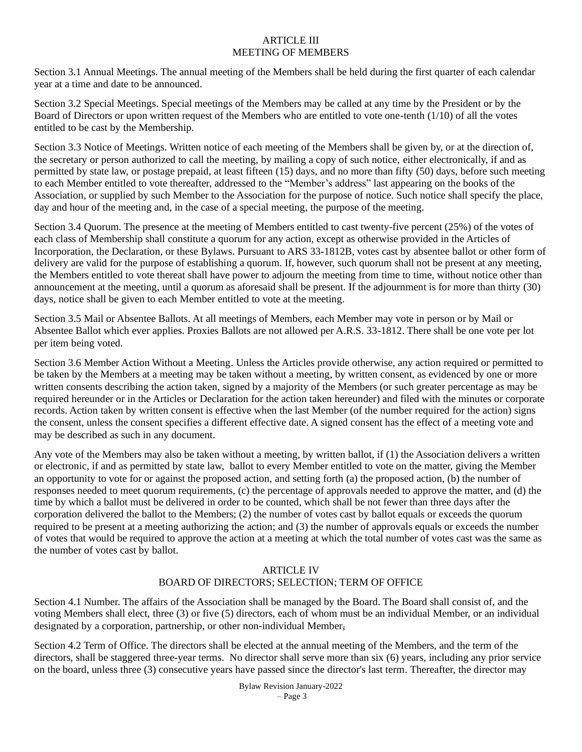## ARTICLE III
## MEETING OF MEMBERS

Section 3.1 Annual Meetings. The annual meeting of the Members shall be held during the first quarter of each calendar year at a time and date to be announced.

Section 3.2 Special Meetings. Special meetings of the Members may be called at any time by the President or by the Board of Directors or upon written request of the Members who are entitled to vote one-tenth (1/10) of all the votes entitled to be cast by the Membership.

Section 3.3 Notice of Meetings. Written notice of each meeting of the Members shall be given by, or at the direction of, the secretary or person authorized to call the meeting, by mailing a copy of such notice, either electronically, if and as permitted by state law, or postage prepaid, at least fifteen (15) days, and no more than fifty (50) days, before such meeting to each Member entitled to vote thereafter, addressed to the "Member's address" last appearing on the books of the Association, or supplied by such Member to the Association for the purpose of notice. Such notice shall specify the place, day and hour of the meeting and, in the case of a special meeting, the purpose of the meeting.

Section 3.4 Quorum. The presence at the meeting of Members entitled to cast twenty-five percent (25%) of the votes of each class of Membership shall constitute a quorum for any action, except as otherwise provided in the Articles of Incorporation, the Declaration, or these Bylaws. Pursuant to ARS 33-1812B, votes cast by absentee ballot or other form of delivery are valid for the purpose of establishing a quorum. If, however, such quorum shall not be present at any meeting, the Members entitled to vote thereat shall have power to adjourn the meeting from time to time, without notice other than announcement at the meeting, until a quorum as aforesaid shall be present. If the adjournment is for more than thirty (30) days, notice shall be given to each Member entitled to vote at the meeting.

Section 3.5 Mail or Absentee Ballots. At all meetings of Members, each Member may vote in person or by Mail or Absentee Ballot which ever applies. Proxies Ballots are not allowed per A.R.S. 33-1812. There shall be one vote per lot per item being voted.

Section 3.6 Member Action Without a Meeting. Unless the Articles provide otherwise, any action required or permitted to be taken by the Members at a meeting may be taken without a meeting, by written consent, as evidenced by one or more written consents describing the action taken, signed by a majority of the Members (or such greater percentage as may be required hereunder or in the Articles or Declaration for the action taken hereunder) and filed with the minutes or corporate records. Action taken by written consent is effective when the last Member (of the number required for the action) signs the consent, unless the consent specifies a different effective date. A signed consent has the effect of a meeting vote and may be described as such in any document.

Any vote of the Members may also be taken without a meeting, by written ballot, if (1) the Association delivers a written or electronic, if and as permitted by state law, ballot to every Member entitled to vote on the matter, giving the Member an opportunity to vote for or against the proposed action, and setting forth (a) the proposed action, (b) the number of responses needed to meet quorum requirements, (c) the percentage of approvals needed to approve the matter, and (d) the time by which a ballot must be delivered in order to be counted, which shall be not fewer than three days after the corporation delivered the ballot to the Members; (2) the number of votes cast by ballot equals or exceeds the quorum required to be present at a meeting authorizing the action; and (3) the number of approvals equals or exceeds the number of votes that would be required to approve the action at a meeting at which the total number of votes cast was the same as the number of votes cast by ballot.

## ARTICLE IV
## BOARD OF DIRECTORS; SELECTION; TERM OF OFFICE

Section 4.1 Number. The affairs of the Association shall be managed by the Board. The Board shall consist of, and the voting Members shall elect, three (3) or five (5) directors, each of whom must be an individual Member, or an individual designated by a corporation, partnership, or other non-individual Member~~,~~

Section 4.2 Term of Office. The directors shall be elected at the annual meeting of the Members, and the term of the directors, shall be staggered three-year terms. No director shall serve more than six (6) years, including any prior service on the board, unless three (3) consecutive years have passed since the director's last term. Thereafter, the director may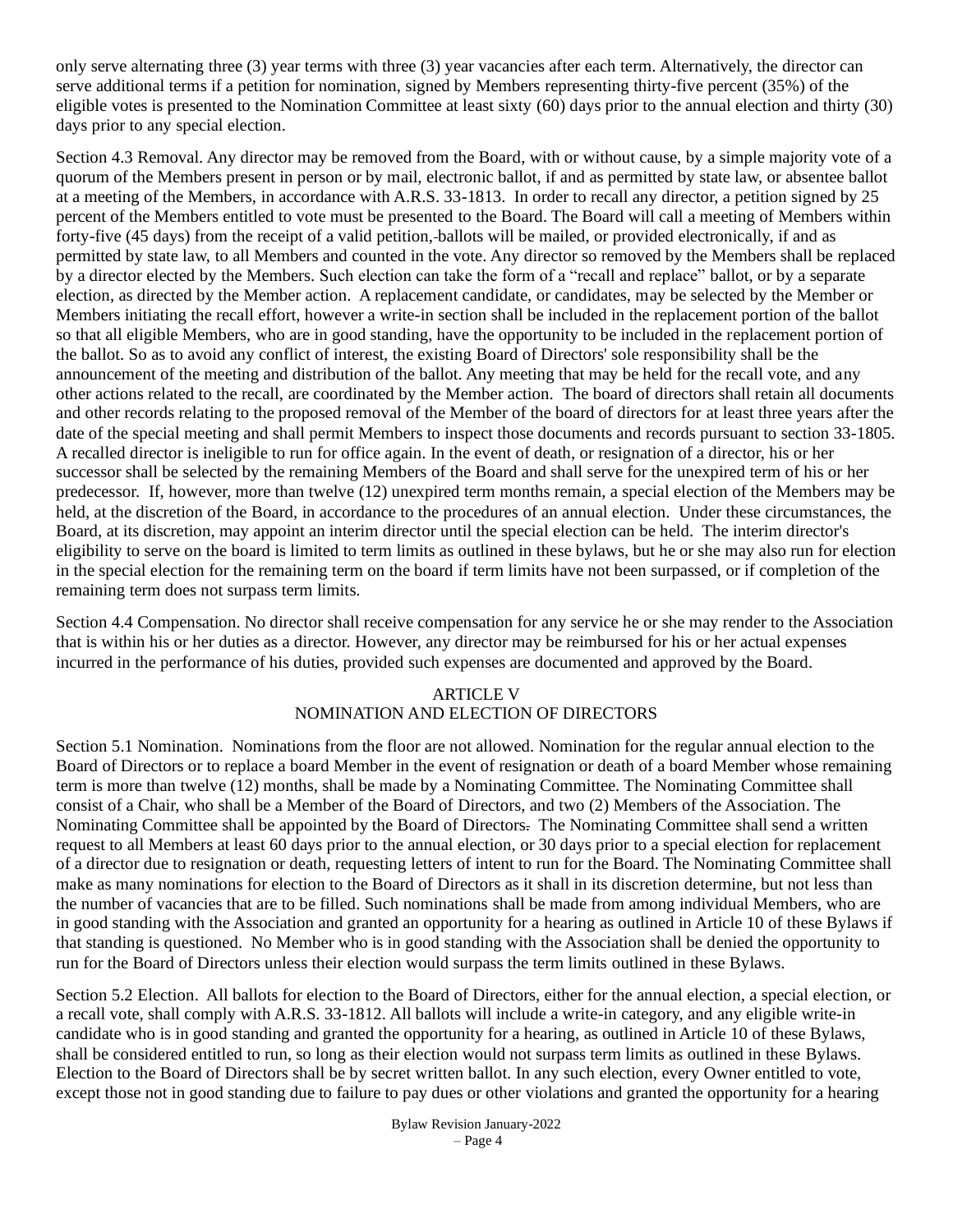only serve alternating three (3) year terms with three (3) year vacancies after each term. Alternatively, the director can serve additional terms if a petition for nomination, signed by Members representing thirty-five percent (35%) of the eligible votes is presented to the Nomination Committee at least sixty (60) days prior to the annual election and thirty (30) days prior to any special election.

Section 4.3 Removal. Any director may be removed from the Board, with or without cause, by a simple majority vote of a quorum of the Members present in person or by mail, electronic ballot, if and as permitted by state law, or absentee ballot at a meeting of the Members, in accordance with A.R.S. 33-1813. In order to recall any director, a petition signed by 25 percent of the Members entitled to vote must be presented to the Board. The Board will call a meeting of Members within forty-five (45 days) from the receipt of a valid petition, ballots will be mailed, or provided electronically, if and as permitted by state law, to all Members and counted in the vote. Any director so removed by the Members shall be replaced by a director elected by the Members. Such election can take the form of a "recall and replace" ballot, or by a separate election, as directed by the Member action. A replacement candidate, or candidates, may be selected by the Member or Members initiating the recall effort, however a write-in section shall be included in the replacement portion of the ballot so that all eligible Members, who are in good standing, have the opportunity to be included in the replacement portion of the ballot. So as to avoid any conflict of interest, the existing Board of Directors' sole responsibility shall be the announcement of the meeting and distribution of the ballot. Any meeting that may be held for the recall vote, and any other actions related to the recall, are coordinated by the Member action. The board of directors shall retain all documents and other records relating to the proposed removal of the Member of the board of directors for at least three years after the date of the special meeting and shall permit Members to inspect those documents and records pursuant to section 33-1805. A recalled director is ineligible to run for office again. In the event of death, or resignation of a director, his or her successor shall be selected by the remaining Members of the Board and shall serve for the unexpired term of his or her predecessor. If, however, more than twelve (12) unexpired term months remain, a special election of the Members may be held, at the discretion of the Board, in accordance to the procedures of an annual election. Under these circumstances, the Board, at its discretion, may appoint an interim director until the special election can be held. The interim director's eligibility to serve on the board is limited to term limits as outlined in these bylaws, but he or she may also run for election in the special election for the remaining term on the board if term limits have not been surpassed, or if completion of the remaining term does not surpass term limits.

Section 4.4 Compensation. No director shall receive compensation for any service he or she may render to the Association that is within his or her duties as a director. However, any director may be reimbursed for his or her actual expenses incurred in the performance of his duties, provided such expenses are documented and approved by the Board.

## ARTICLE V
## NOMINATION AND ELECTION OF DIRECTORS

Section 5.1 Nomination. Nominations from the floor are not allowed. Nomination for the regular annual election to the Board of Directors or to replace a board Member in the event of resignation or death of a board Member whose remaining term is more than twelve (12) months, shall be made by a Nominating Committee. The Nominating Committee shall consist of a Chair, who shall be a Member of the Board of Directors, and two (2) Members of the Association. The Nominating Committee shall be appointed by the Board of Directors. The Nominating Committee shall send a written request to all Members at least 60 days prior to the annual election, or 30 days prior to a special election for replacement of a director due to resignation or death, requesting letters of intent to run for the Board. The Nominating Committee shall make as many nominations for election to the Board of Directors as it shall in its discretion determine, but not less than the number of vacancies that are to be filled. Such nominations shall be made from among individual Members, who are in good standing with the Association and granted an opportunity for a hearing as outlined in Article 10 of these Bylaws if that standing is questioned. No Member who is in good standing with the Association shall be denied the opportunity to run for the Board of Directors unless their election would surpass the term limits outlined in these Bylaws.

Section 5.2 Election. All ballots for election to the Board of Directors, either for the annual election, a special election, or a recall vote, shall comply with A.R.S. 33-1812. All ballots will include a write-in category, and any eligible write-in candidate who is in good standing and granted the opportunity for a hearing, as outlined in Article 10 of these Bylaws, shall be considered entitled to run, so long as their election would not surpass term limits as outlined in these Bylaws. Election to the Board of Directors shall be by secret written ballot. In any such election, every Owner entitled to vote, except those not in good standing due to failure to pay dues or other violations and granted the opportunity for a hearing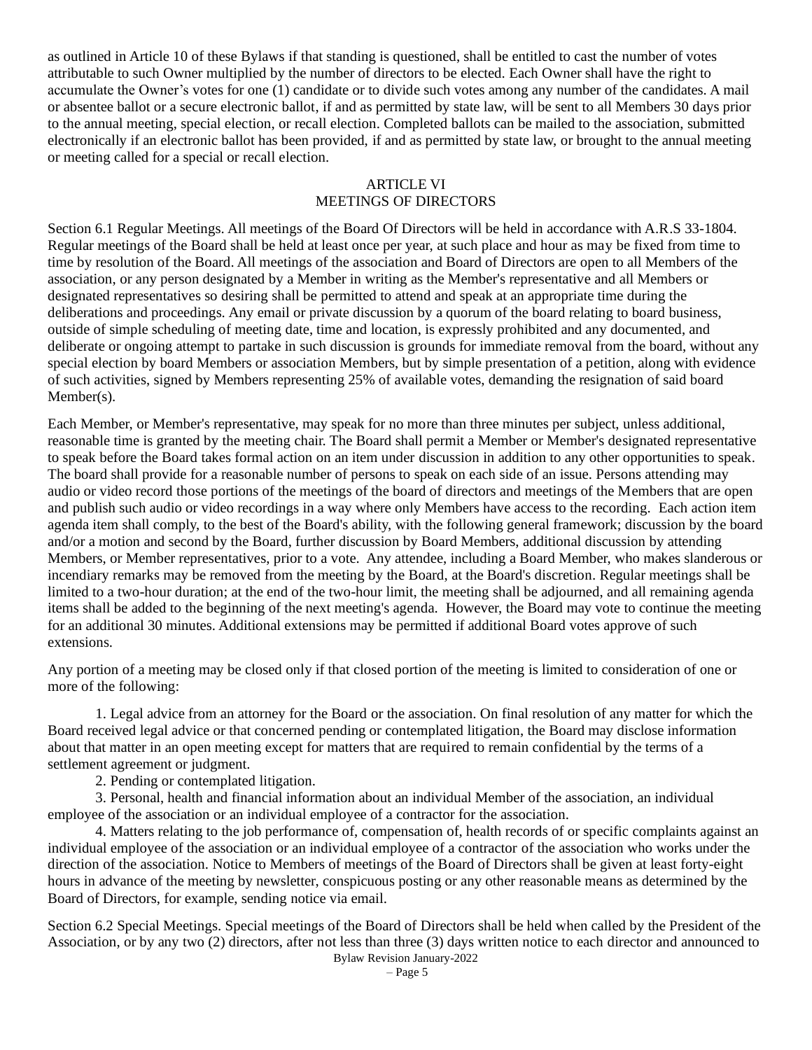as outlined in Article 10 of these Bylaws if that standing is questioned, shall be entitled to cast the number of votes attributable to such Owner multiplied by the number of directors to be elected. Each Owner shall have the right to accumulate the Owner's votes for one (1) candidate or to divide such votes among any number of the candidates. A mail or absentee ballot or a secure electronic ballot, if and as permitted by state law, will be sent to all Members 30 days prior to the annual meeting, special election, or recall election. Completed ballots can be mailed to the association, submitted electronically if an electronic ballot has been provided, if and as permitted by state law, or brought to the annual meeting or meeting called for a special or recall election.

## ARTICLE VI
## MEETINGS OF DIRECTORS

Section 6.1 Regular Meetings. All meetings of the Board Of Directors will be held in accordance with A.R.S 33-1804. Regular meetings of the Board shall be held at least once per year, at such place and hour as may be fixed from time to time by resolution of the Board. All meetings of the association and Board of Directors are open to all Members of the association, or any person designated by a Member in writing as the Member's representative and all Members or designated representatives so desiring shall be permitted to attend and speak at an appropriate time during the deliberations and proceedings. Any email or private discussion by a quorum of the board relating to board business, outside of simple scheduling of meeting date, time and location, is expressly prohibited and any documented, and deliberate or ongoing attempt to partake in such discussion is grounds for immediate removal from the board, without any special election by board Members or association Members, but by simple presentation of a petition, along with evidence of such activities, signed by Members representing 25% of available votes, demanding the resignation of said board Member(s).

Each Member, or Member's representative, may speak for no more than three minutes per subject, unless additional, reasonable time is granted by the meeting chair. The Board shall permit a Member or Member's designated representative to speak before the Board takes formal action on an item under discussion in addition to any other opportunities to speak. The board shall provide for a reasonable number of persons to speak on each side of an issue. Persons attending may audio or video record those portions of the meetings of the board of directors and meetings of the Members that are open and publish such audio or video recordings in a way where only Members have access to the recording. Each action item agenda item shall comply, to the best of the Board's ability, with the following general framework; discussion by the board and/or a motion and second by the Board, further discussion by Board Members, additional discussion by attending Members, or Member representatives, prior to a vote. Any attendee, including a Board Member, who makes slanderous or incendiary remarks may be removed from the meeting by the Board, at the Board's discretion. Regular meetings shall be limited to a two-hour duration; at the end of the two-hour limit, the meeting shall be adjourned, and all remaining agenda items shall be added to the beginning of the next meeting's agenda. However, the Board may vote to continue the meeting for an additional 30 minutes. Additional extensions may be permitted if additional Board votes approve of such extensions.

Any portion of a meeting may be closed only if that closed portion of the meeting is limited to consideration of one or more of the following:

1. Legal advice from an attorney for the Board or the association. On final resolution of any matter for which the Board received legal advice or that concerned pending or contemplated litigation, the Board may disclose information about that matter in an open meeting except for matters that are required to remain confidential by the terms of a settlement agreement or judgment.
2. Pending or contemplated litigation.
3. Personal, health and financial information about an individual Member of the association, an individual employee of the association or an individual employee of a contractor for the association.
4. Matters relating to the job performance of, compensation of, health records of or specific complaints against an individual employee of the association or an individual employee of a contractor of the association who works under the direction of the association. Notice to Members of meetings of the Board of Directors shall be given at least forty-eight hours in advance of the meeting by newsletter, conspicuous posting or any other reasonable means as determined by the Board of Directors, for example, sending notice via email.

Section 6.2 Special Meetings. Special meetings of the Board of Directors shall be held when called by the President of the Association, or by any two (2) directors, after not less than three (3) days written notice to each director and announced to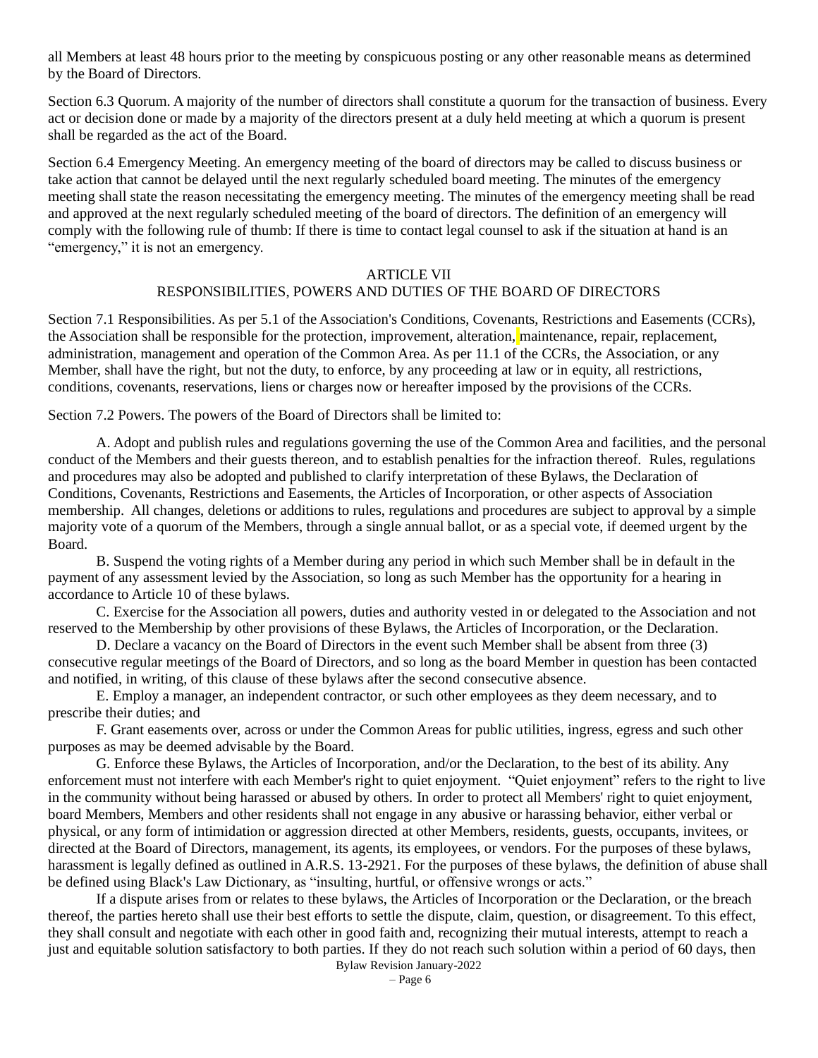all Members at least 48 hours prior to the meeting by conspicuous posting or any other reasonable means as determined by the Board of Directors.

Section 6.3 Quorum. A majority of the number of directors shall constitute a quorum for the transaction of business. Every act or decision done or made by a majority of the directors present at a duly held meeting at which a quorum is present shall be regarded as the act of the Board.

Section 6.4 Emergency Meeting. An emergency meeting of the board of directors may be called to discuss business or take action that cannot be delayed until the next regularly scheduled board meeting. The minutes of the emergency meeting shall state the reason necessitating the emergency meeting. The minutes of the emergency meeting shall be read and approved at the next regularly scheduled meeting of the board of directors. The definition of an emergency will comply with the following rule of thumb: If there is time to contact legal counsel to ask if the situation at hand is an "emergency," it is not an emergency.

## ARTICLE VII
## RESPONSIBILITIES, POWERS AND DUTIES OF THE BOARD OF DIRECTORS

Section 7.1 Responsibilities. As per 5.1 of the Association's Conditions, Covenants, Restrictions and Easements (CCRs), the Association shall be responsible for the protection, improvement, alteration, maintenance, repair, replacement, administration, management and operation of the Common Area. As per 11.1 of the CCRs, the Association, or any Member, shall have the right, but not the duty, to enforce, by any proceeding at law or in equity, all restrictions, conditions, covenants, reservations, liens or charges now or hereafter imposed by the provisions of the CCRs.

Section 7.2 Powers. The powers of the Board of Directors shall be limited to:

A. Adopt and publish rules and regulations governing the use of the Common Area and facilities, and the personal conduct of the Members and their guests thereon, and to establish penalties for the infraction thereof. Rules, regulations and procedures may also be adopted and published to clarify interpretation of these Bylaws, the Declaration of Conditions, Covenants, Restrictions and Easements, the Articles of Incorporation, or other aspects of Association membership. All changes, deletions or additions to rules, regulations and procedures are subject to approval by a simple majority vote of a quorum of the Members, through a single annual ballot, or as a special vote, if deemed urgent by the Board.

B. Suspend the voting rights of a Member during any period in which such Member shall be in default in the payment of any assessment levied by the Association, so long as such Member has the opportunity for a hearing in accordance to Article 10 of these bylaws.

C. Exercise for the Association all powers, duties and authority vested in or delegated to the Association and not reserved to the Membership by other provisions of these Bylaws, the Articles of Incorporation, or the Declaration.

D. Declare a vacancy on the Board of Directors in the event such Member shall be absent from three (3) consecutive regular meetings of the Board of Directors, and so long as the board Member in question has been contacted and notified, in writing, of this clause of these bylaws after the second consecutive absence.

E. Employ a manager, an independent contractor, or such other employees as they deem necessary, and to prescribe their duties; and

F. Grant easements over, across or under the Common Areas for public utilities, ingress, egress and such other purposes as may be deemed advisable by the Board.

G. Enforce these Bylaws, the Articles of Incorporation, and/or the Declaration, to the best of its ability. Any enforcement must not interfere with each Member's right to quiet enjoyment. "Quiet enjoyment" refers to the right to live in the community without being harassed or abused by others. In order to protect all Members' right to quiet enjoyment, board Members, Members and other residents shall not engage in any abusive or harassing behavior, either verbal or physical, or any form of intimidation or aggression directed at other Members, residents, guests, occupants, invitees, or directed at the Board of Directors, management, its agents, its employees, or vendors. For the purposes of these bylaws, harassment is legally defined as outlined in A.R.S. 13-2921. For the purposes of these bylaws, the definition of abuse shall be defined using Black's Law Dictionary, as "insulting, hurtful, or offensive wrongs or acts."

If a dispute arises from or relates to these bylaws, the Articles of Incorporation or the Declaration, or the breach thereof, the parties hereto shall use their best efforts to settle the dispute, claim, question, or disagreement. To this effect, they shall consult and negotiate with each other in good faith and, recognizing their mutual interests, attempt to reach a just and equitable solution satisfactory to both parties. If they do not reach such solution within a period of 60 days, then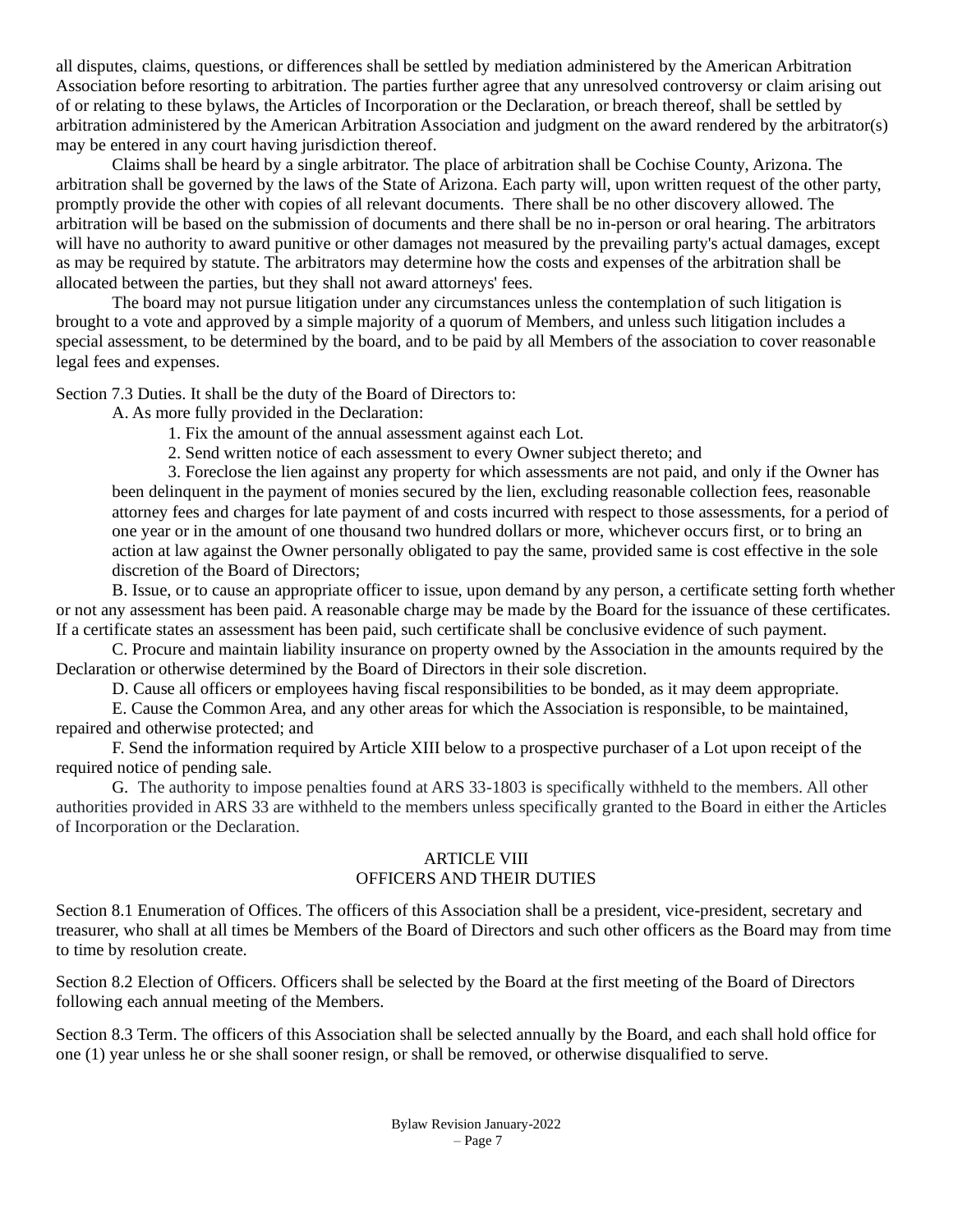all disputes, claims, questions, or differences shall be settled by mediation administered by the American Arbitration Association before resorting to arbitration. The parties further agree that any unresolved controversy or claim arising out of or relating to these bylaws, the Articles of Incorporation or the Declaration, or breach thereof, shall be settled by arbitration administered by the American Arbitration Association and judgment on the award rendered by the arbitrator(s) may be entered in any court having jurisdiction thereof.

Claims shall be heard by a single arbitrator. The place of arbitration shall be Cochise County, Arizona. The arbitration shall be governed by the laws of the State of Arizona. Each party will, upon written request of the other party, promptly provide the other with copies of all relevant documents. There shall be no other discovery allowed. The arbitration will be based on the submission of documents and there shall be no in-person or oral hearing. The arbitrators will have no authority to award punitive or other damages not measured by the prevailing party's actual damages, except as may be required by statute. The arbitrators may determine how the costs and expenses of the arbitration shall be allocated between the parties, but they shall not award attorneys' fees.

The board may not pursue litigation under any circumstances unless the contemplation of such litigation is brought to a vote and approved by a simple majority of a quorum of Members, and unless such litigation includes a special assessment, to be determined by the board, and to be paid by all Members of the association to cover reasonable legal fees and expenses.

Section 7.3 Duties. It shall be the duty of the Board of Directors to:

A. As more fully provided in the Declaration:

1. Fix the amount of the annual assessment against each Lot.
2. Send written notice of each assessment to every Owner subject thereto; and
3. Foreclose the lien against any property for which assessments are not paid, and only if the Owner has been delinquent in the payment of monies secured by the lien, excluding reasonable collection fees, reasonable attorney fees and charges for late payment of and costs incurred with respect to those assessments, for a period of one year or in the amount of one thousand two hundred dollars or more, whichever occurs first, or to bring an action at law against the Owner personally obligated to pay the same, provided same is cost effective in the sole discretion of the Board of Directors;

B. Issue, or to cause an appropriate officer to issue, upon demand by any person, a certificate setting forth whether or not any assessment has been paid. A reasonable charge may be made by the Board for the issuance of these certificates. If a certificate states an assessment has been paid, such certificate shall be conclusive evidence of such payment.

C. Procure and maintain liability insurance on property owned by the Association in the amounts required by the Declaration or otherwise determined by the Board of Directors in their sole discretion.

D. Cause all officers or employees having fiscal responsibilities to be bonded, as it may deem appropriate.

E. Cause the Common Area, and any other areas for which the Association is responsible, to be maintained, repaired and otherwise protected; and

F. Send the information required by Article XIII below to a prospective purchaser of a Lot upon receipt of the required notice of pending sale.

G. The authority to impose penalties found at ARS 33-1803 is specifically withheld to the members. All other authorities provided in ARS 33 are withheld to the members unless specifically granted to the Board in either the Articles of Incorporation or the Declaration.

## ARTICLE VIII
## OFFICERS AND THEIR DUTIES

Section 8.1 Enumeration of Offices. The officers of this Association shall be a president, vice-president, secretary and treasurer, who shall at all times be Members of the Board of Directors and such other officers as the Board may from time to time by resolution create.

Section 8.2 Election of Officers. Officers shall be selected by the Board at the first meeting of the Board of Directors following each annual meeting of the Members.

Section 8.3 Term. The officers of this Association shall be selected annually by the Board, and each shall hold office for one (1) year unless he or she shall sooner resign, or shall be removed, or otherwise disqualified to serve.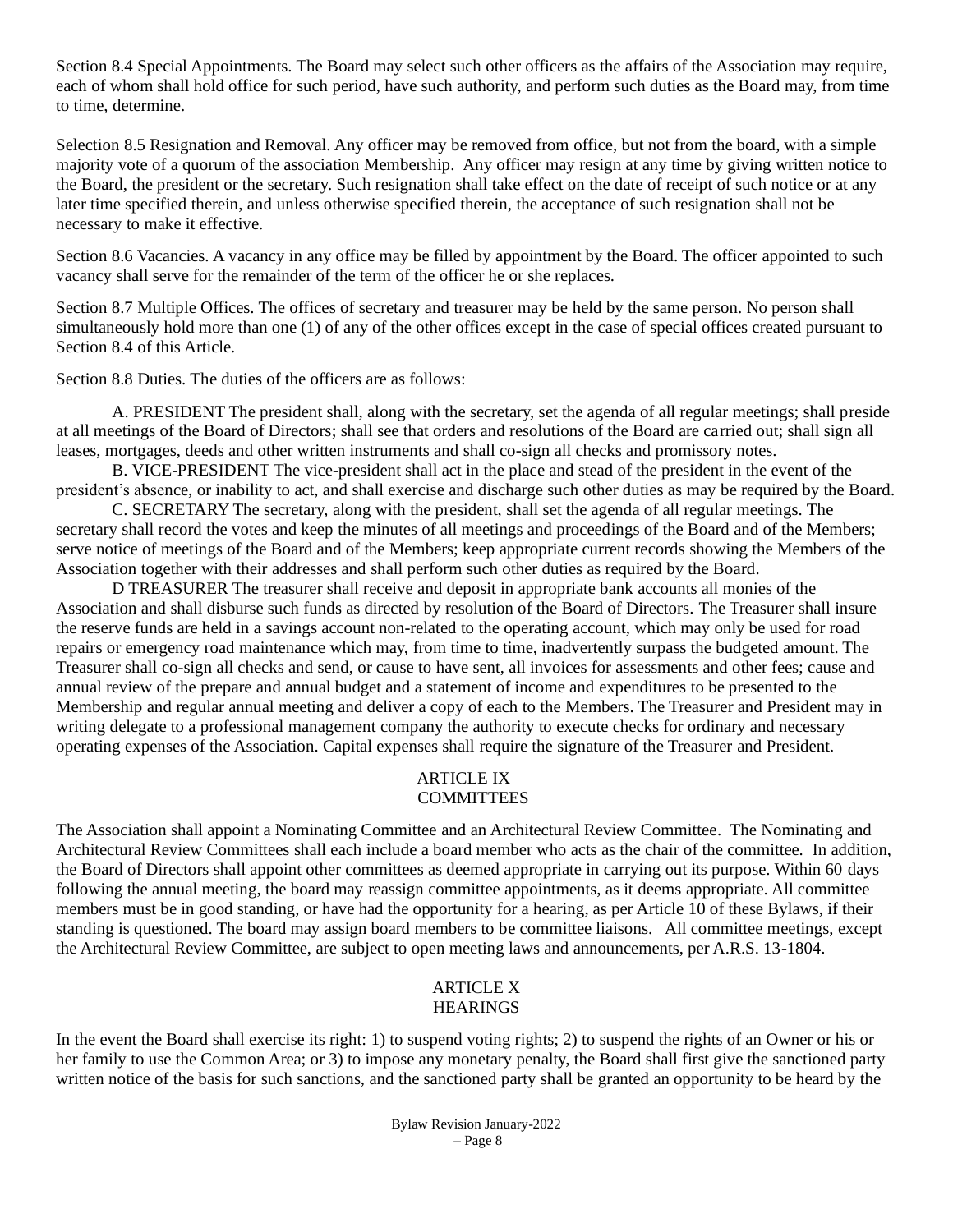Section 8.4 Special Appointments. The Board may select such other officers as the affairs of the Association may require, each of whom shall hold office for such period, have such authority, and perform such duties as the Board may, from time to time, determine.

Selection 8.5 Resignation and Removal. Any officer may be removed from office, but not from the board, with a simple majority vote of a quorum of the association Membership. Any officer may resign at any time by giving written notice to the Board, the president or the secretary. Such resignation shall take effect on the date of receipt of such notice or at any later time specified therein, and unless otherwise specified therein, the acceptance of such resignation shall not be necessary to make it effective.

Section 8.6 Vacancies. A vacancy in any office may be filled by appointment by the Board. The officer appointed to such vacancy shall serve for the remainder of the term of the officer he or she replaces.

Section 8.7 Multiple Offices. The offices of secretary and treasurer may be held by the same person. No person shall simultaneously hold more than one (1) of any of the other offices except in the case of special offices created pursuant to Section 8.4 of this Article.

Section 8.8 Duties. The duties of the officers are as follows:

A. PRESIDENT The president shall, along with the secretary, set the agenda of all regular meetings; shall preside at all meetings of the Board of Directors; shall see that orders and resolutions of the Board are carried out; shall sign all leases, mortgages, deeds and other written instruments and shall co-sign all checks and promissory notes.

B. VICE-PRESIDENT The vice-president shall act in the place and stead of the president in the event of the president's absence, or inability to act, and shall exercise and discharge such other duties as may be required by the Board.

C. SECRETARY The secretary, along with the president, shall set the agenda of all regular meetings. The secretary shall record the votes and keep the minutes of all meetings and proceedings of the Board and of the Members; serve notice of meetings of the Board and of the Members; keep appropriate current records showing the Members of the Association together with their addresses and shall perform such other duties as required by the Board.

D TREASURER The treasurer shall receive and deposit in appropriate bank accounts all monies of the Association and shall disburse such funds as directed by resolution of the Board of Directors. The Treasurer shall insure the reserve funds are held in a savings account non-related to the operating account, which may only be used for road repairs or emergency road maintenance which may, from time to time, inadvertently surpass the budgeted amount. The Treasurer shall co-sign all checks and send, or cause to have sent, all invoices for assessments and other fees; cause and annual review of the prepare and annual budget and a statement of income and expenditures to be presented to the Membership and regular annual meeting and deliver a copy of each to the Members. The Treasurer and President may in writing delegate to a professional management company the authority to execute checks for ordinary and necessary operating expenses of the Association. Capital expenses shall require the signature of the Treasurer and President.

## ARTICLE IX
## COMMITTEES

The Association shall appoint a Nominating Committee and an Architectural Review Committee. The Nominating and Architectural Review Committees shall each include a board member who acts as the chair of the committee. In addition, the Board of Directors shall appoint other committees as deemed appropriate in carrying out its purpose. Within 60 days following the annual meeting, the board may reassign committee appointments, as it deems appropriate. All committee members must be in good standing, or have had the opportunity for a hearing, as per Article 10 of these Bylaws, if their standing is questioned. The board may assign board members to be committee liaisons. All committee meetings, except the Architectural Review Committee, are subject to open meeting laws and announcements, per A.R.S. 13-1804.

## ARTICLE X
## HEARINGS

In the event the Board shall exercise its right: 1) to suspend voting rights; 2) to suspend the rights of an Owner or his or her family to use the Common Area; or 3) to impose any monetary penalty, the Board shall first give the sanctioned party written notice of the basis for such sanctions, and the sanctioned party shall be granted an opportunity to be heard by the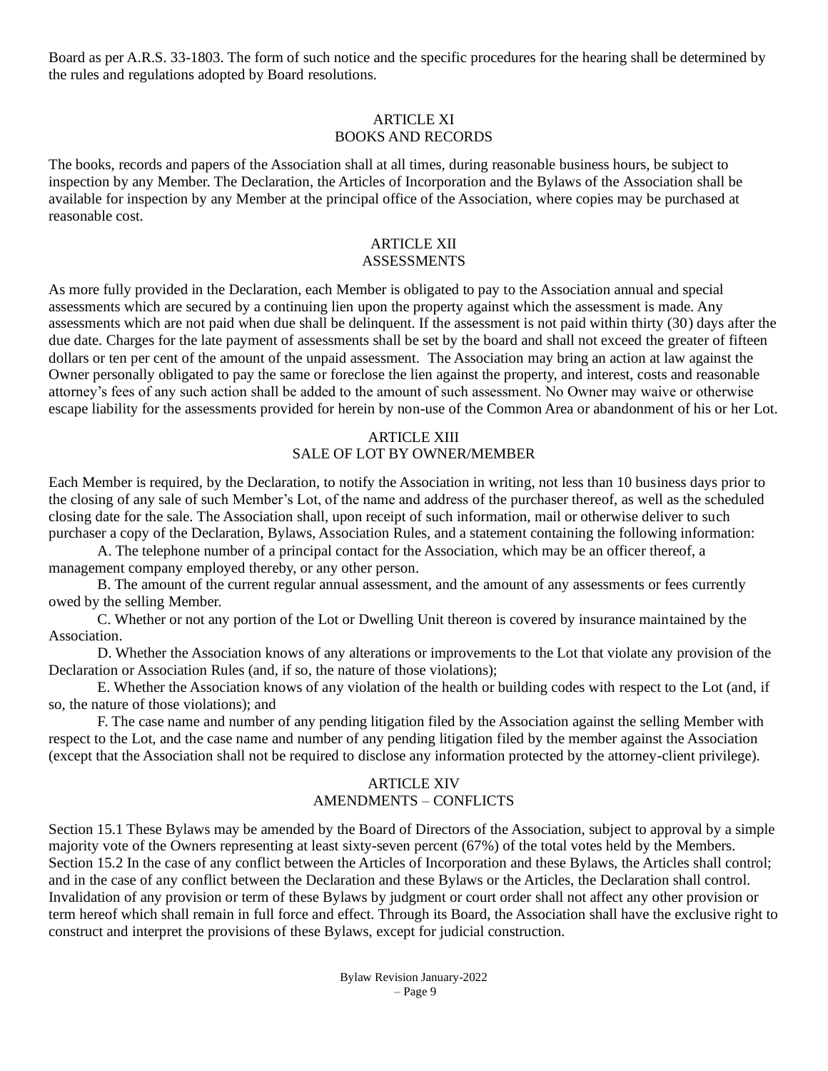Board as per A.R.S. 33-1803. The form of such notice and the specific procedures for the hearing shall be determined by the rules and regulations adopted by Board resolutions.

## ARTICLE XI
## BOOKS AND RECORDS

The books, records and papers of the Association shall at all times, during reasonable business hours, be subject to inspection by any Member. The Declaration, the Articles of Incorporation and the Bylaws of the Association shall be available for inspection by any Member at the principal office of the Association, where copies may be purchased at reasonable cost.

## ARTICLE XII
## ASSESSMENTS

As more fully provided in the Declaration, each Member is obligated to pay to the Association annual and special assessments which are secured by a continuing lien upon the property against which the assessment is made. Any assessments which are not paid when due shall be delinquent. If the assessment is not paid within thirty (30) days after the due date. Charges for the late payment of assessments shall be set by the board and shall not exceed the greater of fifteen dollars or ten per cent of the amount of the unpaid assessment. The Association may bring an action at law against the Owner personally obligated to pay the same or foreclose the lien against the property, and interest, costs and reasonable attorney's fees of any such action shall be added to the amount of such assessment. No Owner may waive or otherwise escape liability for the assessments provided for herein by non-use of the Common Area or abandonment of his or her Lot.

## ARTICLE XIII
## SALE OF LOT BY OWNER/MEMBER

Each Member is required, by the Declaration, to notify the Association in writing, not less than 10 business days prior to the closing of any sale of such Member's Lot, of the name and address of the purchaser thereof, as well as the scheduled closing date for the sale. The Association shall, upon receipt of such information, mail or otherwise deliver to such purchaser a copy of the Declaration, Bylaws, Association Rules, and a statement containing the following information:

A. The telephone number of a principal contact for the Association, which may be an officer thereof, a management company employed thereby, or any other person.

B. The amount of the current regular annual assessment, and the amount of any assessments or fees currently owed by the selling Member.

C. Whether or not any portion of the Lot or Dwelling Unit thereon is covered by insurance maintained by the Association.

D. Whether the Association knows of any alterations or improvements to the Lot that violate any provision of the Declaration or Association Rules (and, if so, the nature of those violations);

E. Whether the Association knows of any violation of the health or building codes with respect to the Lot (and, if so, the nature of those violations); and

F. The case name and number of any pending litigation filed by the Association against the selling Member with respect to the Lot, and the case name and number of any pending litigation filed by the member against the Association (except that the Association shall not be required to disclose any information protected by the attorney-client privilege).

## ARTICLE XIV
## AMENDMENTS – CONFLICTS

Section 15.1 These Bylaws may be amended by the Board of Directors of the Association, subject to approval by a simple majority vote of the Owners representing at least sixty-seven percent (67%) of the total votes held by the Members.
Section 15.2 In the case of any conflict between the Articles of Incorporation and these Bylaws, the Articles shall control; and in the case of any conflict between the Declaration and these Bylaws or the Articles, the Declaration shall control. Invalidation of any provision or term of these Bylaws by judgment or court order shall not affect any other provision or term hereof which shall remain in full force and effect. Through its Board, the Association shall have the exclusive right to construct and interpret the provisions of these Bylaws, except for judicial construction.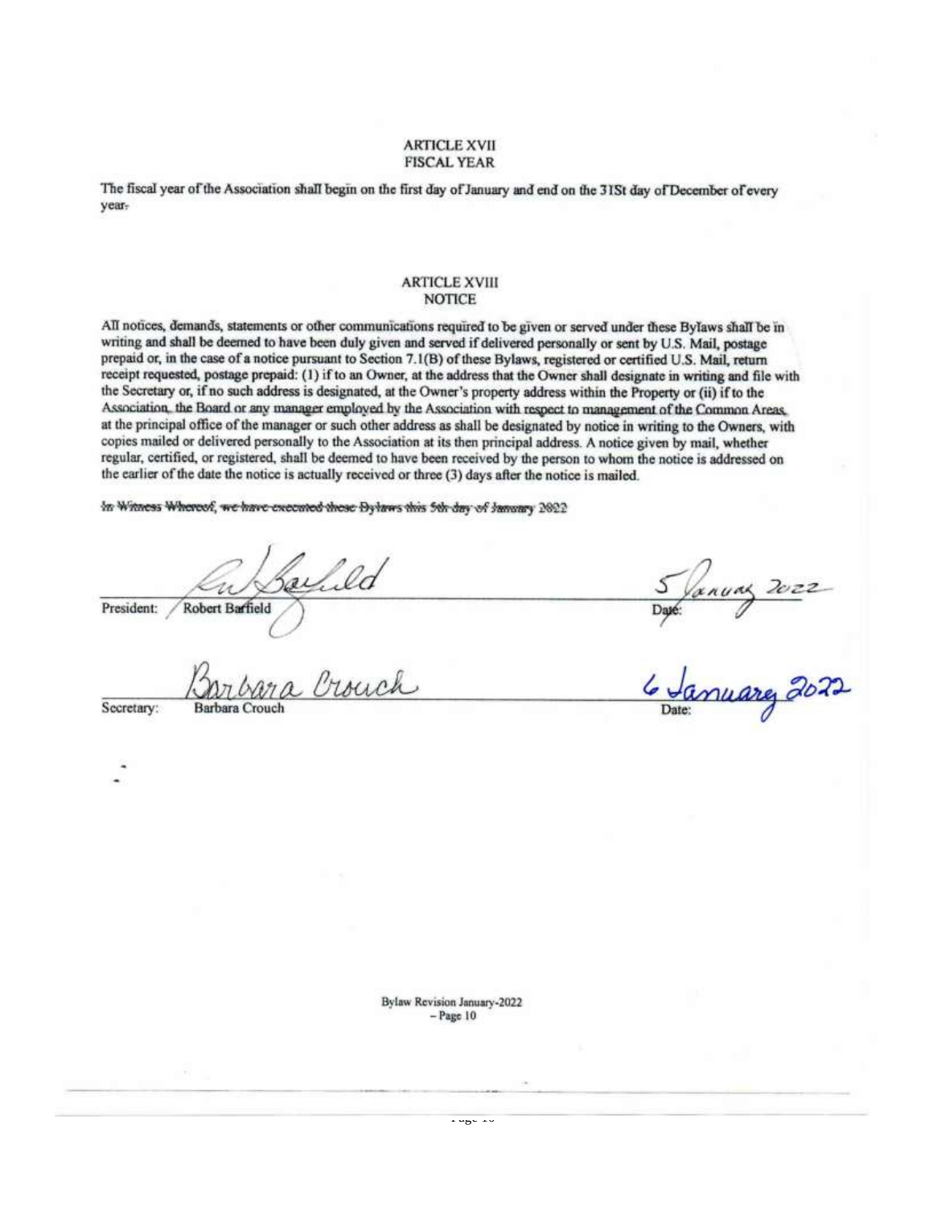## ARTICLE XVII
## FISCAL YEAR

The fiscal year of the Association shall begin on the first day of January and end on the 31St day of December of every year.

## ARTICLE XVIII
## NOTICE

All notices, demands, statements or other communications required to be given or served under these Bylaws shall be in writing and shall be deemed to have been duly given and served if delivered personally or sent by U.S. Mail, postage prepaid or, in the case of a notice pursuant to Section 7.1(B) of these Bylaws, registered or certified U.S. Mail, return receipt requested, postage prepaid: (1) if to an Owner, at the address that the Owner shall designate in writing and file with the Secretary or, if no such address is designated, at the Owner's property address within the Property or (ii) if to the Association, the Board or any manager employed by the Association with respect to management of the Common Areas, at the principal office of the manager or such other address as shall be designated by notice in writing to the Owners, with copies mailed or delivered personally to the Association at its then principal address. A notice given by mail, whether regular, certified, or registered, shall be deemed to have been received by the person to whom the notice is addressed on the earlier of the date the notice is actually received or three (3) days after the notice is mailed.

~~In Witness Whereof, we have executed these Bylaws this 5th day of January 2022~~

President: Robert Barfield — Date: 5 January 2022

Secretary: Barbara Crouch — Date: 6 January 2022

Bylaw Revision January-2022